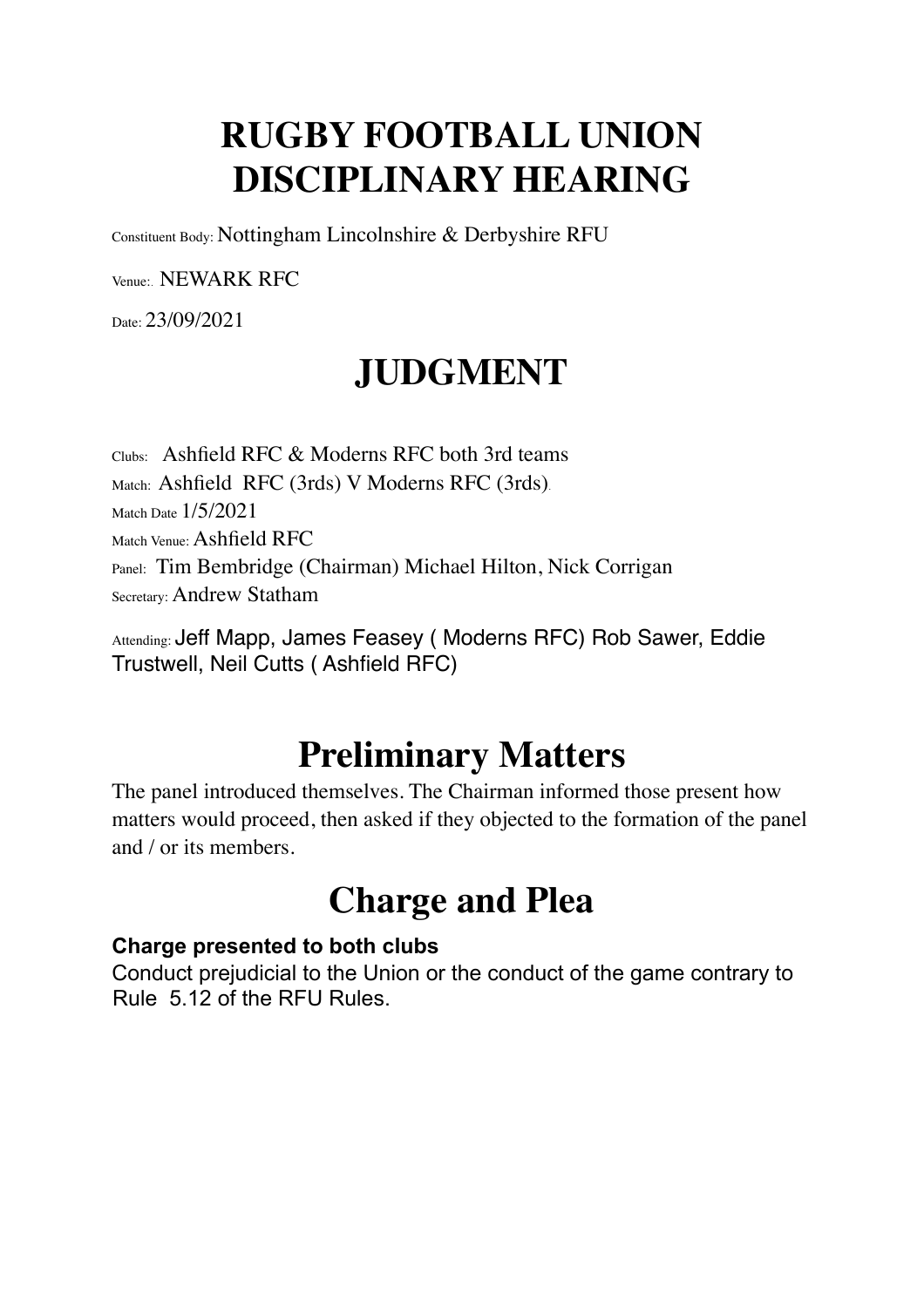# RUGBY FOOTBALL UNION DISCIPLINARY HEARING

Constituent Body: Nottingham Lincolnshire & Derbyshire RFU

Venue:. NEWARK RFC

Date: 23/09/2021

# JUDGMENT

Clubs: Ashfield RFC & Moderns RFC both 3rd teams

Match: Ashfield RFC (3rds) V Moderns RFC (3rds).

Match Date 1/5/2021

Match Venue: Ashfield RFC

Panel: Tim Bembridge (Chairman) Michael Hilton, Nick Corrigan

Secretary: Andrew Statham

Attending: Jeff Mapp, James Feasey ( Moderns RFC) Rob Sawer, Eddie Trustwell, Neil Cutts ( Ashfield RFC)

## Preliminary Matters

The panel introduced themselves. The Chairman informed those present how matters would proceed, then asked if they objected to the formation of the panel and / or its members.

## Charge and Plea

**Charge presented to both clubs**

Conduct prejudicial to the Union or the conduct of the game contrary to Rule 5.12 of the RFU Rules.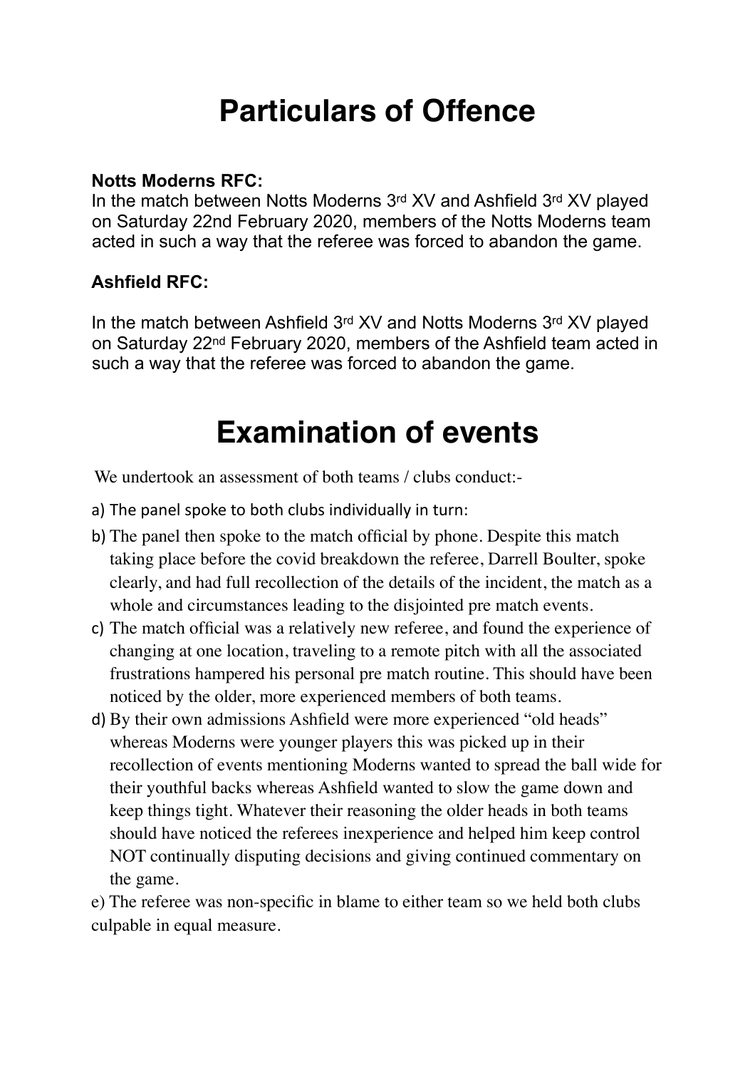# Particulars of Offence

**Notts Moderns RFC:**
In the match between Notts Moderns 3rd XV and Ashfield 3rd XV played on Saturday 22nd February 2020, members of the Notts Moderns team acted in such a way that the referee was forced to abandon the game.

**Ashfield RFC:**

In the match between Ashfield 3rd XV and Notts Moderns 3rd XV played on Saturday 22nd February 2020, members of the Ashfield team acted in such a way that the referee was forced to abandon the game.

# Examination of events

We undertook an assessment of both teams / clubs conduct:-

a) The panel spoke to both clubs individually in turn:

b) The panel then spoke to the match official by phone. Despite this match taking place before the covid breakdown the referee, Darrell Boulter, spoke clearly, and had full recollection of the details of the incident, the match as a whole and circumstances leading to the disjointed pre match events.

c) The match official was a relatively new referee, and found the experience of changing at one location, traveling to a remote pitch with all the associated frustrations hampered his personal pre match routine. This should have been noticed by the older, more experienced members of both teams.

d) By their own admissions Ashfield were more experienced "old heads" whereas Moderns were younger players this was picked up in their recollection of events mentioning Moderns wanted to spread the ball wide for their youthful backs whereas Ashfield wanted to slow the game down and keep things tight. Whatever their reasoning the older heads in both teams should have noticed the referees inexperience and helped him keep control NOT continually disputing decisions and giving continued commentary on the game.

e) The referee was non-specific in blame to either team so we held both clubs culpable in equal measure.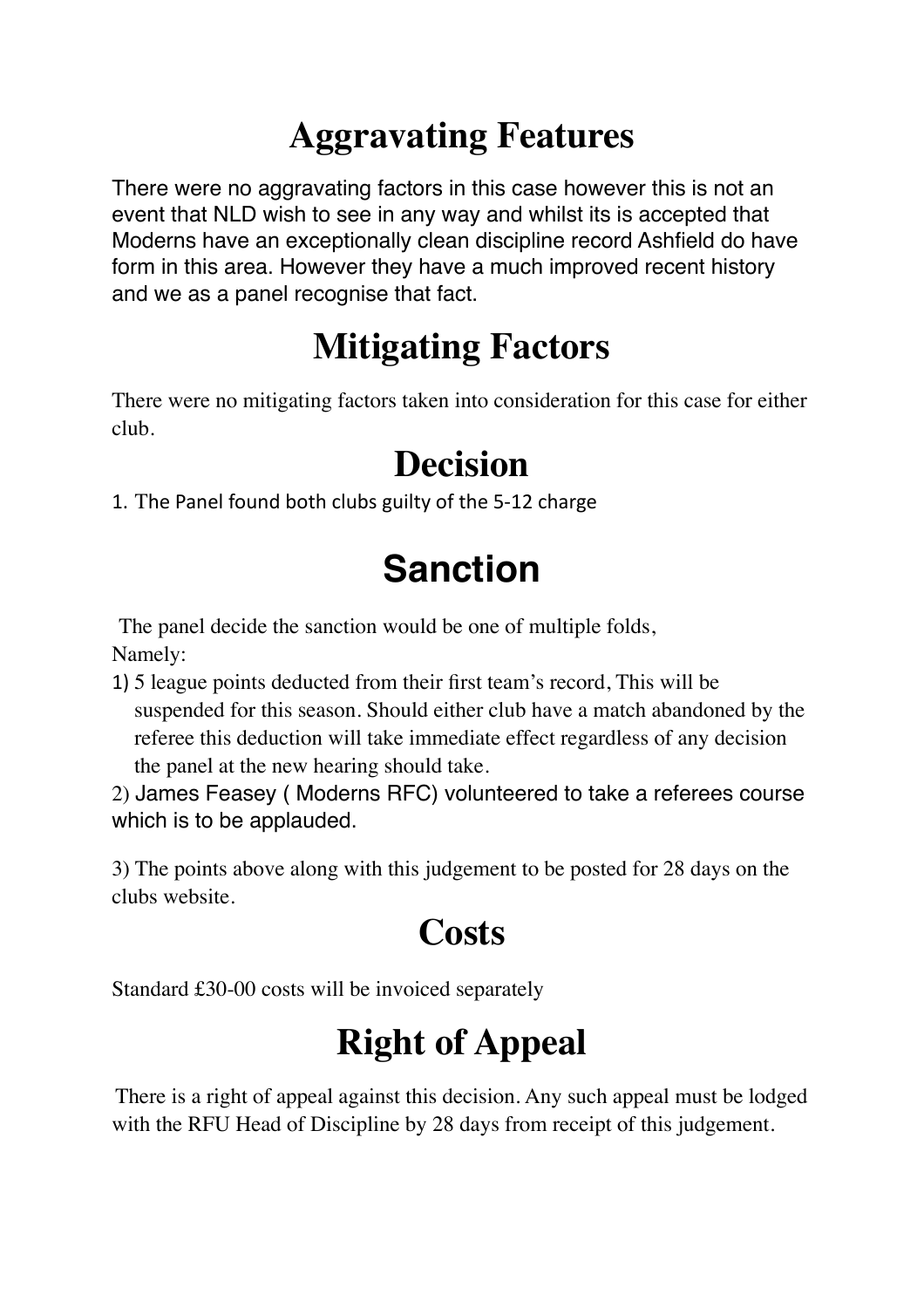# Aggravating Features

There were no aggravating factors in this case however this is not an event that NLD wish to see in any way and whilst its is accepted that Moderns have an exceptionally clean discipline record Ashfield do have form in this area. However they have a much improved recent history and we as a panel recognise that fact.

# Mitigating Factors

There were no mitigating factors taken into consideration for this case for either club.

# Decision

1. The Panel found both clubs guilty of the 5-12 charge

# Sanction

The panel decide the sanction would be one of multiple folds,
Namely:

1) 5 league points deducted from their first team's record, This will be suspended for this season. Should either club have a match abandoned by the referee this deduction will take immediate effect regardless of any decision the panel at the new hearing should take.

2) James Feasey ( Moderns RFC) volunteered to take a referees course which is to be applauded.

3) The points above along with this judgement to be posted for 28 days on the clubs website.

# Costs

Standard £30-00 costs will be invoiced separately

# Right of Appeal

There is a right of appeal against this decision. Any such appeal must be lodged with the RFU Head of Discipline by 28 days from receipt of this judgement.